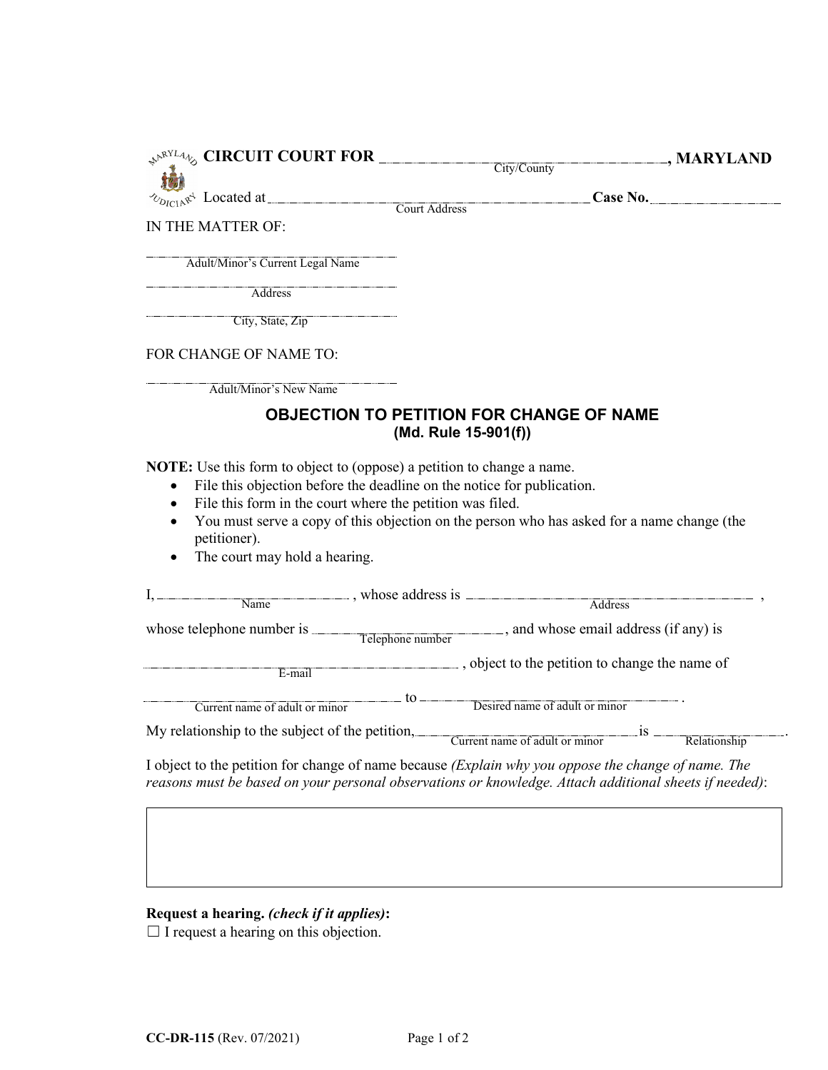**CIRCUIT COURT FOR** ______________________ **, MARYLAND**
City/County

Located at ______________________ **Case No.** ____________
Court Address

IN THE MATTER OF:

______________________
Adult/Minor's Current Legal Name

______________________
Address

______________________
City, State, Zip

FOR CHANGE OF NAME TO:

______________________
Adult/Minor's New Name

## OBJECTION TO PETITION FOR CHANGE OF NAME
**(Md. Rule 15-901(f))**

**NOTE:** Use this form to object to (oppose) a petition to change a name.

- File this objection before the deadline on the notice for publication.
- File this form in the court where the petition was filed.
- You must serve a copy of this objection on the person who has asked for a name change (the petitioner).
- The court may hold a hearing.

I, ______________ (Name), whose address is ______________________ (Address),

whose telephone number is ______________ (Telephone number), and whose email address (if any) is

______________________ (E-mail), object to the petition to change the name of

______________________ (Current name of adult or minor) to ______________________ (Desired name of adult or minor).

My relationship to the subject of the petition, ______________________ (Current name of adult or minor) is ______________ (Relationship).

I object to the petition for change of name because *(Explain why you oppose the change of name. The reasons must be based on your personal observations or knowledge. Attach additional sheets if needed)*:

|  |
|---|
|  |

**Request a hearing.** ***(check if it applies)*:**

☐ I request a hearing on this objection.

**CC-DR-115** (Rev. 07/2021)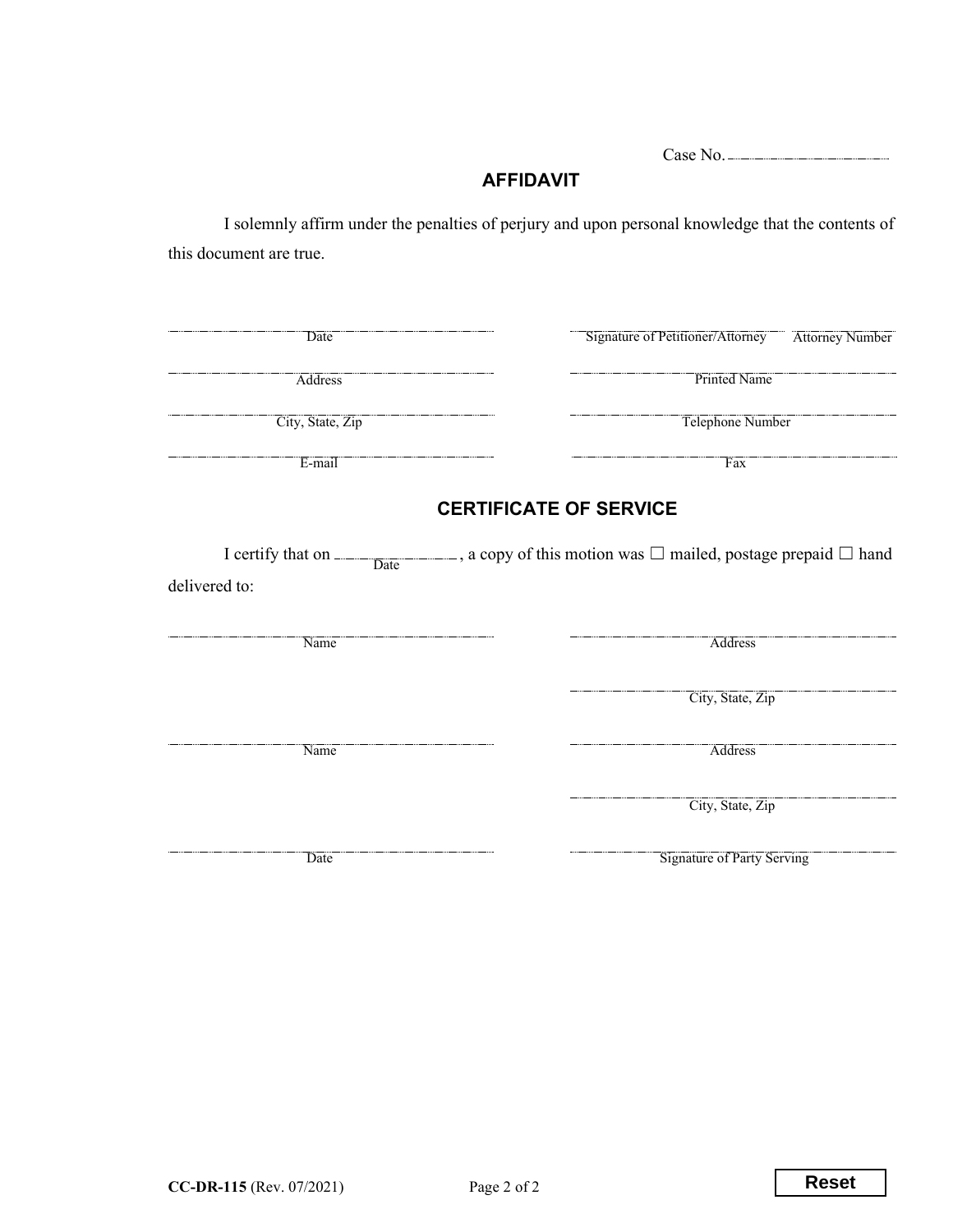Case No. ______________

## AFFIDAVIT

I solemnly affirm under the penalties of perjury and upon personal knowledge that the contents of this document are true.

| | |
|---|---|
| ______________________<br>Date | ______________________<br>Signature of Petitioner/Attorney &nbsp;&nbsp; Attorney Number |
| ______________________<br>Address | ______________________<br>Printed Name |
| ______________________<br>City, State, Zip | ______________________<br>Telephone Number |
| ______________________<br>E-mail | ______________________<br>Fax |

## CERTIFICATE OF SERVICE

I certify that on ______________ (Date), a copy of this motion was ☐ mailed, postage prepaid ☐ hand delivered to:

| | |
|---|---|
| ______________________<br>Name | ______________________<br>Address |
| | ______________________<br>City, State, Zip |
| ______________________<br>Name | ______________________<br>Address |
| | ______________________<br>City, State, Zip |
| ______________________<br>Date | ______________________<br>Signature of Party Serving |

CC-DR-115 (Rev. 07/2021)

Reset